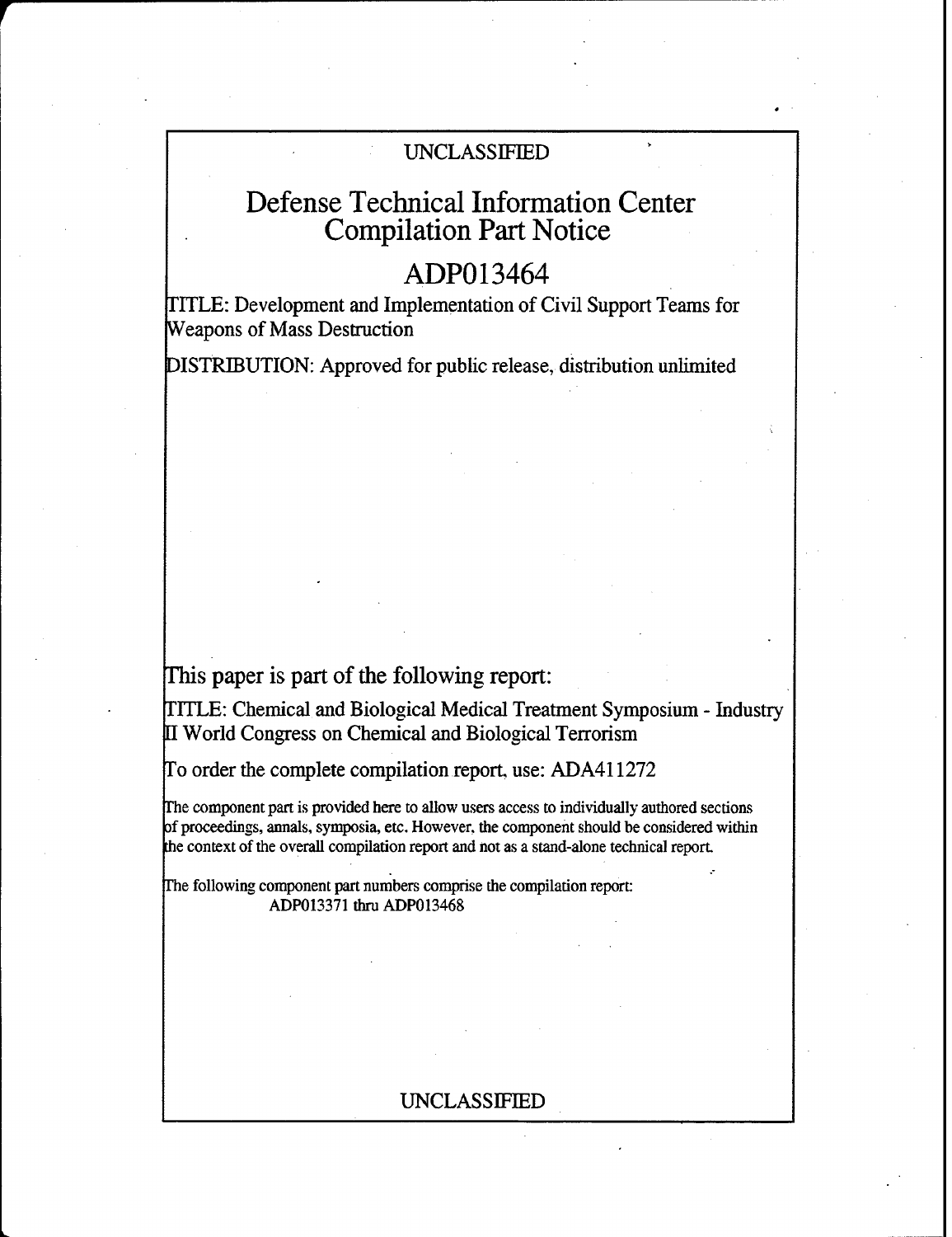UNCLASSIFIED

# Defense Technical Information Center Compilation Part Notice

## ADP013464

TITLE: Development and Implementation of Civil Support Teams for Weapons of Mass Destruction

DISTRIBUTION: Approved for public release, distribution unlimited

## This paper is part of the following report:

TITLE: Chemical and Biological Medical Treatment Symposium - Industry II World Congress on Chemical and Biological Terrorism

To order the complete compilation report, use: ADA411272

The component part is provided here to allow users access to individually authored sections of proceedings, annals, symposia, etc. However, the component should be considered within the context of the overall compilation report and not as a stand-alone technical report.

The following component part numbers comprise the compilation report:
ADP013371 thru ADP013468

UNCLASSIFIED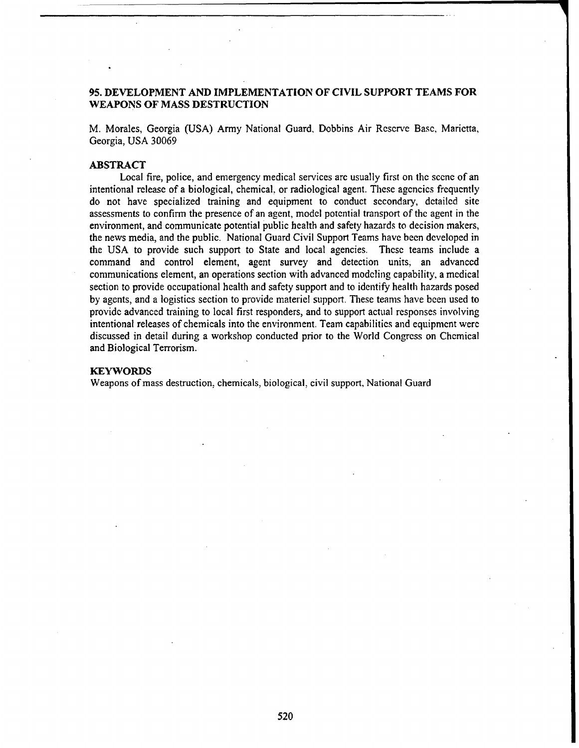## 95. DEVELOPMENT AND IMPLEMENTATION OF CIVIL SUPPORT TEAMS FOR WEAPONS OF MASS DESTRUCTION

M. Morales, Georgia (USA) Army National Guard, Dobbins Air Reserve Base, Marietta, Georgia, USA 30069

### ABSTRACT

Local fire, police, and emergency medical services are usually first on the scene of an intentional release of a biological, chemical, or radiological agent. These agencies frequently do not have specialized training and equipment to conduct secondary, detailed site assessments to confirm the presence of an agent, model potential transport of the agent in the environment, and communicate potential public health and safety hazards to decision makers, the news media, and the public. National Guard Civil Support Teams have been developed in the USA to provide such support to State and local agencies. These teams include a command and control element, agent survey and detection units, an advanced communications element, an operations section with advanced modeling capability, a medical section to provide occupational health and safety support and to identify health hazards posed by agents, and a logistics section to provide materiel support. These teams have been used to provide advanced training to local first responders, and to support actual responses involving intentional releases of chemicals into the environment. Team capabilities and equipment were discussed in detail during a workshop conducted prior to the World Congress on Chemical and Biological Terrorism.

### KEYWORDS

Weapons of mass destruction, chemicals, biological, civil support, National Guard